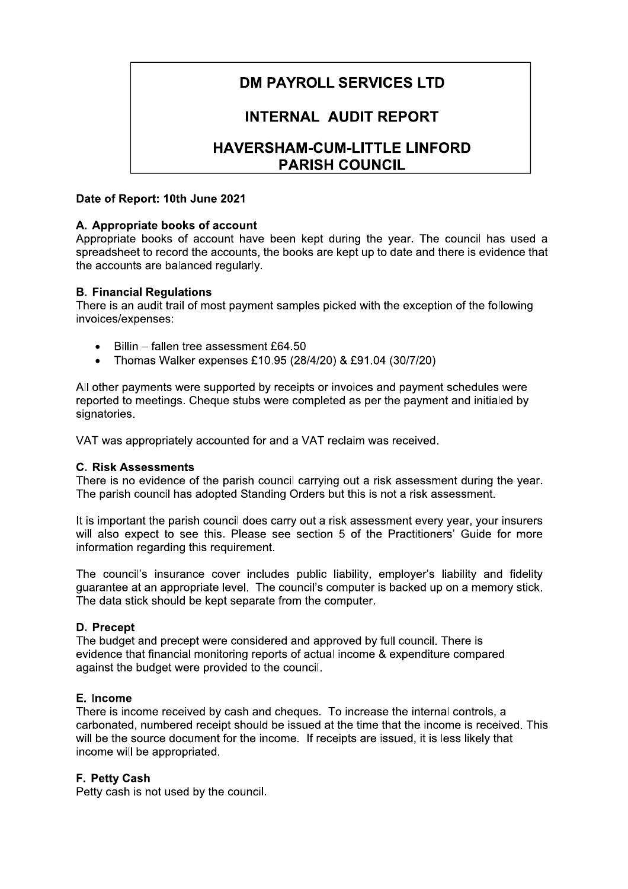# DM PAYROLL SERVICES LTD

# INTERNAL AUDIT REPORT

# HAVERSHAM-CUM-LITTLE LINFORD PARISH COUNCIL

**Date of Report: 10th June 2021**

**A. Appropriate books of account**

Appropriate books of account have been kept during the year. The council has used a spreadsheet to record the accounts, the books are kept up to date and there is evidence that the accounts are balanced regularly.

**B. Financial Regulations**

There is an audit trail of most payment samples picked with the exception of the following invoices/expenses:

- Billin – fallen tree assessment £64.50
- Thomas Walker expenses £10.95 (28/4/20) & £91.04 (30/7/20)

All other payments were supported by receipts or invoices and payment schedules were reported to meetings. Cheque stubs were completed as per the payment and initialed by signatories.

VAT was appropriately accounted for and a VAT reclaim was received.

**C. Risk Assessments**

There is no evidence of the parish council carrying out a risk assessment during the year. The parish council has adopted Standing Orders but this is not a risk assessment.

It is important the parish council does carry out a risk assessment every year, your insurers will also expect to see this. Please see section 5 of the Practitioners' Guide for more information regarding this requirement.

The council's insurance cover includes public liability, employer's liability and fidelity guarantee at an appropriate level. The council's computer is backed up on a memory stick. The data stick should be kept separate from the computer.

**D. Precept**

The budget and precept were considered and approved by full council. There is evidence that financial monitoring reports of actual income & expenditure compared against the budget were provided to the council.

**E. Income**

There is income received by cash and cheques. To increase the internal controls, a carbonated, numbered receipt should be issued at the time that the income is received. This will be the source document for the income. If receipts are issued, it is less likely that income will be appropriated.

**F. Petty Cash**

Petty cash is not used by the council.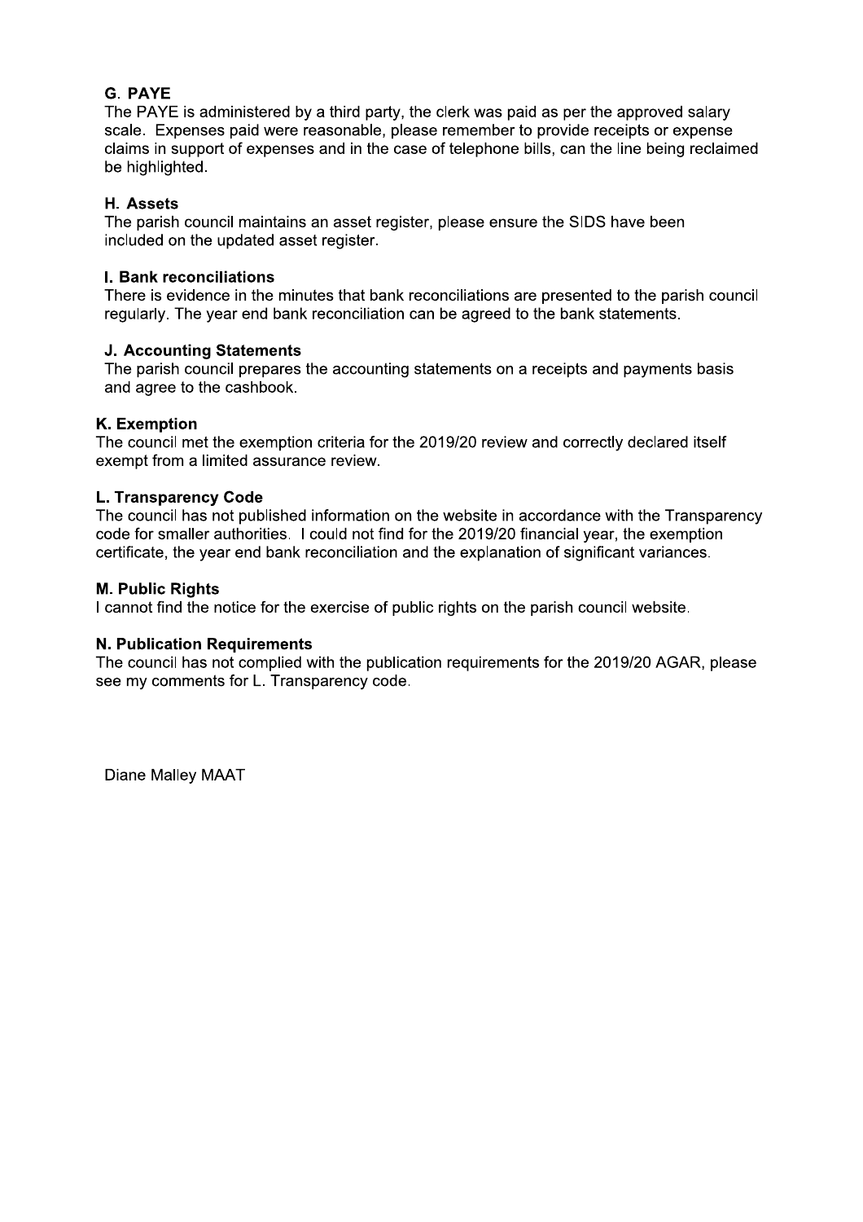### G. PAYE

The PAYE is administered by a third party, the clerk was paid as per the approved salary scale. Expenses paid were reasonable, please remember to provide receipts or expense claims in support of expenses and in the case of telephone bills, can the line being reclaimed be highlighted.

### H. Assets

The parish council maintains an asset register, please ensure the SIDS have been included on the updated asset register.

### I. Bank reconciliations

There is evidence in the minutes that bank reconciliations are presented to the parish council regularly. The year end bank reconciliation can be agreed to the bank statements.

### J. Accounting Statements

The parish council prepares the accounting statements on a receipts and payments basis and agree to the cashbook.

### K. Exemption

The council met the exemption criteria for the 2019/20 review and correctly declared itself exempt from a limited assurance review.

### L. Transparency Code

The council has not published information on the website in accordance with the Transparency code for smaller authorities. I could not find for the 2019/20 financial year, the exemption certificate, the year end bank reconciliation and the explanation of significant variances.

### M. Public Rights

I cannot find the notice for the exercise of public rights on the parish council website.

### N. Publication Requirements

The council has not complied with the publication requirements for the 2019/20 AGAR, please see my comments for L. Transparency code.

Diane Malley MAAT